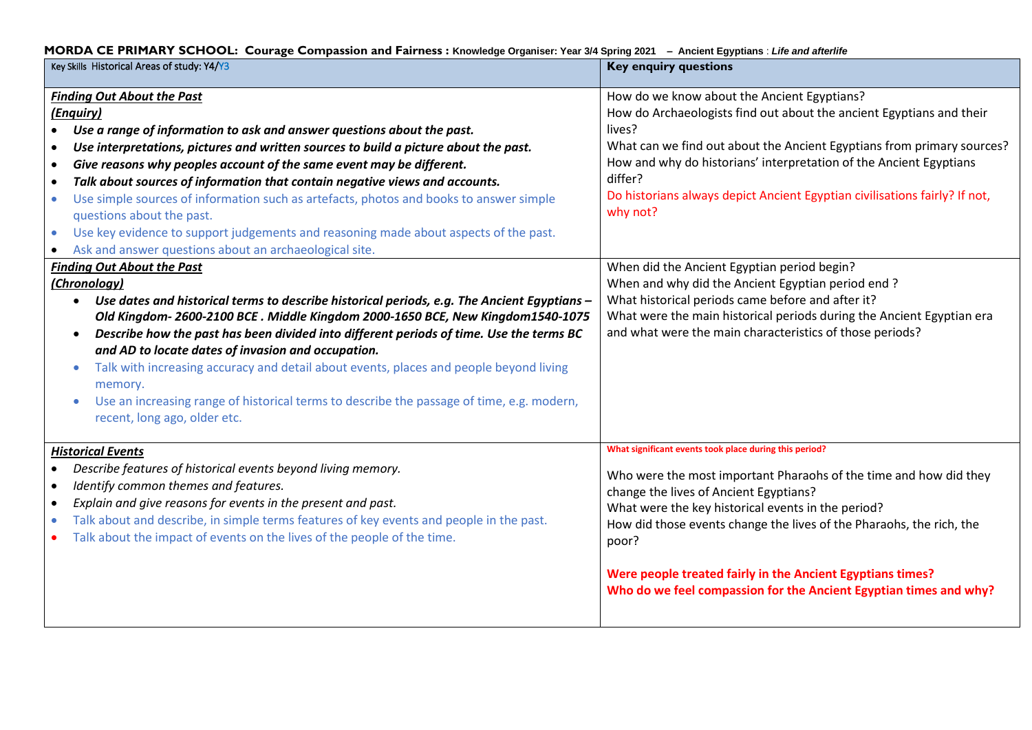**MORDA CE PRIMARY SCHOOL: Courage Compassion and Fairness : Knowledge Organiser: Year 3/4 Spring 2021 – Ancient Egyptians : *Life and afterlife***

| Key Skills Historical Areas of study: Y4/Y3 | **Key enquiry questions** |
|---|---|
| ***Finding Out About the Past***<br>***(Enquiry)***<br>• ***Use a range of information to ask and answer questions about the past.***<br>• ***Use interpretations, pictures and written sources to build a picture about the past.***<br>• ***Give reasons why peoples account of the same event may be different.***<br>• ***Talk about sources of information that contain negative views and accounts.***<br>• Use simple sources of information such as artefacts, photos and books to answer simple questions about the past.<br>• Use key evidence to support judgements and reasoning made about aspects of the past.<br>• Ask and answer questions about an archaeological site. | How do we know about the Ancient Egyptians?<br>How do Archaeologists find out about the ancient Egyptians and their lives?<br>What can we find out about the Ancient Egyptians from primary sources?<br>How and why do historians' interpretation of the Ancient Egyptians differ?<br>Do historians always depict Ancient Egyptian civilisations fairly? If not, why not? |
| ***Finding Out About the Past***<br>***(Chronology)***<br>• ***Use dates and historical terms to describe historical periods, e.g. The Ancient Egyptians – Old Kingdom- 2600-2100 BCE . Middle Kingdom 2000-1650 BCE, New Kingdom1540-1075***<br>• ***Describe how the past has been divided into different periods of time. Use the terms BC and AD to locate dates of invasion and occupation.***<br>• Talk with increasing accuracy and detail about events, places and people beyond living memory.<br>• Use an increasing range of historical terms to describe the passage of time, e.g. modern, recent, long ago, older etc. | When did the Ancient Egyptian period begin?<br>When and why did the Ancient Egyptian period end ?<br>What historical periods came before and after it?<br>What were the main historical periods during the Ancient Egyptian era and what were the main characteristics of those periods? |
| ***Historical Events***<br>• *Describe features of historical events beyond living memory.*<br>• *Identify common themes and features.*<br>• *Explain and give reasons for events in the present and past.*<br>• Talk about and describe, in simple terms features of key events and people in the past.<br>• Talk about the impact of events on the lives of the people of the time. | **What significant events took place during this period?**<br><br>Who were the most important Pharaohs of the time and how did they change the lives of Ancient Egyptians?<br>What were the key historical events in the period?<br>How did those events change the lives of the Pharaohs, the rich, the poor?<br><br>**Were people treated fairly in the Ancient Egyptians times?**<br>**Who do we feel compassion for the Ancient Egyptian times and why?** |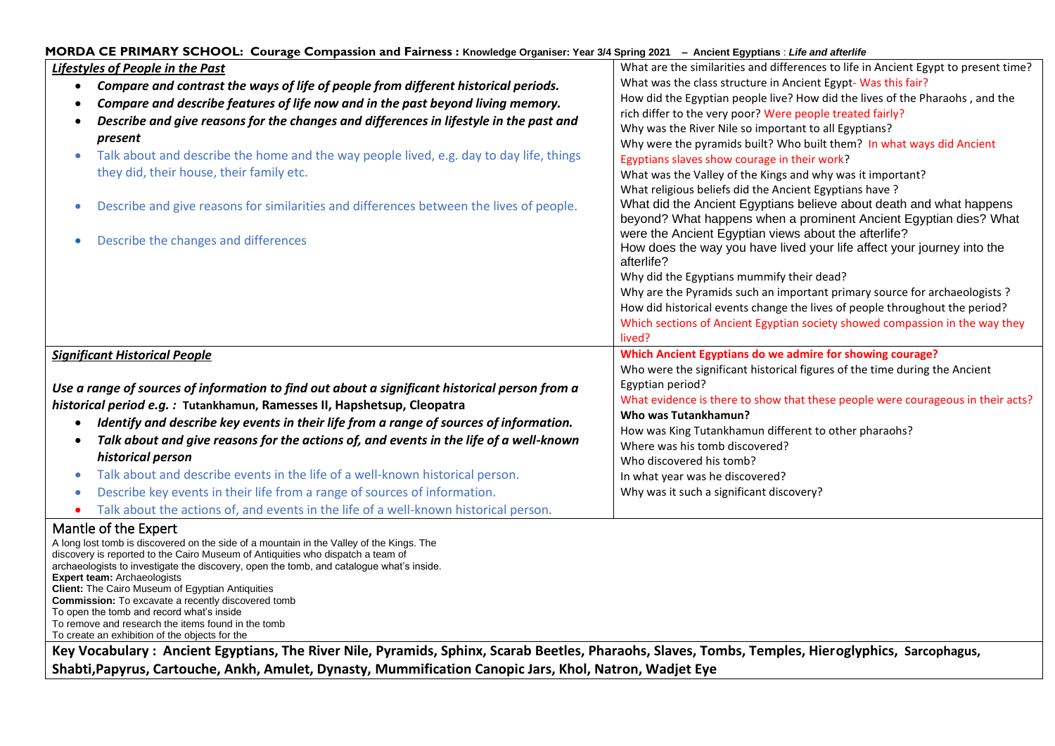**MORDA CE PRIMARY SCHOOL: Courage Compassion and Fairness : Knowledge Organiser: Year 3/4 Spring 2021 – Ancient Egyptians : *Life and afterlife***

| | |
|---|---|
| ***Lifestyles of People in the Past***<br>• ***Compare and contrast the ways of life of people from different historical periods.***<br>• ***Compare and describe features of life now and in the past beyond living memory.***<br>• ***Describe and give reasons for the changes and differences in lifestyle in the past and present***<br>• Talk about and describe the home and the way people lived, e.g. day to day life, things they did, their house, their family etc.<br>• Describe and give reasons for similarities and differences between the lives of people.<br>• Describe the changes and differences | What are the similarities and differences to life in Ancient Egypt to present time?<br>What was the class structure in Ancient Egypt- Was this fair?<br>How did the Egyptian people live? How did the lives of the Pharaohs , and the rich differ to the very poor? Were people treated fairly?<br>Why was the River Nile so important to all Egyptians?<br>Why were the pyramids built? Who built them? In what ways did Ancient Egyptians slaves show courage in their work?<br>What was the Valley of the Kings and why was it important?<br>What religious beliefs did the Ancient Egyptians have ?<br>What did the Ancient Egyptians believe about death and what happens beyond? What happens when a prominent Ancient Egyptian dies? What were the Ancient Egyptian views about the afterlife?<br>How does the way you have lived your life affect your journey into the afterlife?<br>Why did the Egyptians mummify their dead?<br>Why are the Pyramids such an important primary source for archaeologists ?<br>How did historical events change the lives of people throughout the period?<br>Which sections of Ancient Egyptian society showed compassion in the way they lived? |
| ***Significant Historical People***<br>***Use a range of sources of information to find out about a significant historical person from a historical period e.g. :*** **Tutankhamun, Ramesses II, Hapshetsup, Cleopatra**<br>• ***Identify and describe key events in their life from a range of sources of information.***<br>• ***Talk about and give reasons for the actions of, and events in the life of a well-known historical person***<br>• Talk about and describe events in the life of a well-known historical person.<br>• Describe key events in their life from a range of sources of information.<br>• Talk about the actions of, and events in the life of a well-known historical person. | **Which Ancient Egyptians do we admire for showing courage?**<br>Who were the significant historical figures of the time during the Ancient Egyptian period?<br>What evidence is there to show that these people were courageous in their acts?<br>**Who was Tutankhamun?**<br>How was King Tutankhamun different to other pharaohs?<br>Where was his tomb discovered?<br>Who discovered his tomb?<br>In what year was he discovered?<br>Why was it such a significant discovery? |

## Mantle of the Expert

A long lost tomb is discovered on the side of a mountain in the Valley of the Kings. The discovery is reported to the Cairo Museum of Antiquities who dispatch a team of archaeologists to investigate the discovery, open the tomb, and catalogue what's inside.

**Expert team:** Archaeologists
**Client:** The Cairo Museum of Egyptian Antiquities
**Commission:** To excavate a recently discovered tomb
To open the tomb and record what's inside
To remove and research the items found in the tomb
To create an exhibition of the objects for the

**Key Vocabulary : Ancient Egyptians, The River Nile, Pyramids, Sphinx, Scarab Beetles, Pharaohs, Slaves, Tombs, Temples, Hieroglyphics, Sarcophagus, Shabti,Papyrus, Cartouche, Ankh, Amulet, Dynasty, Mummification Canopic Jars, Khol, Natron, Wadjet Eye**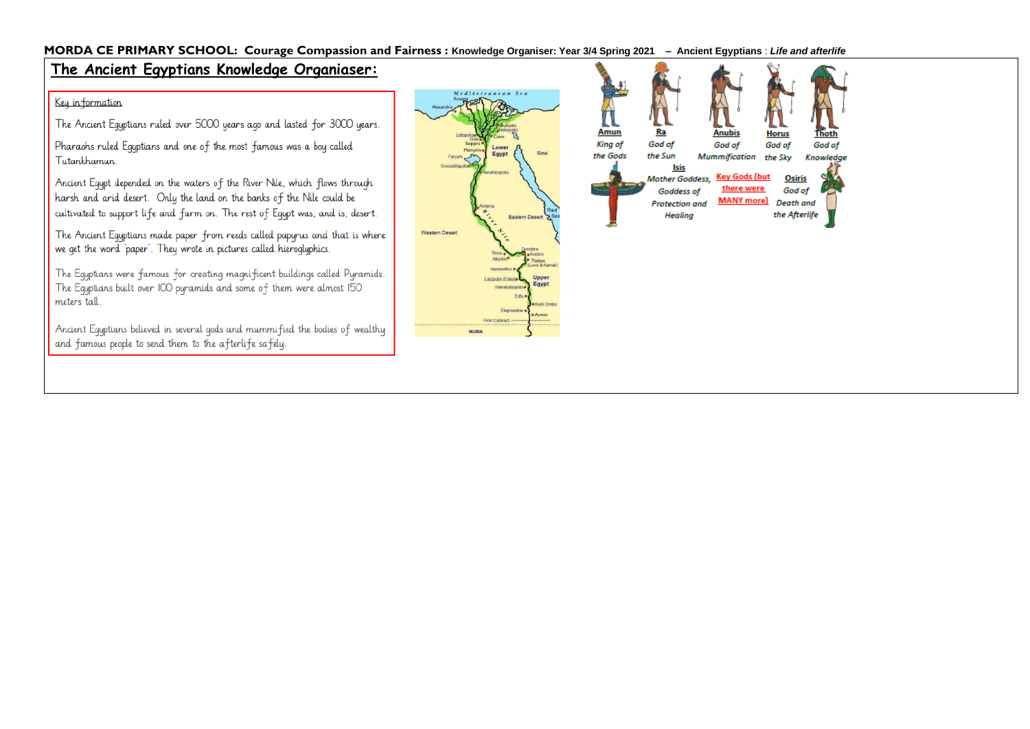**MORDA CE PRIMARY SCHOOL: Courage Compassion and Fairness : Knowledge Organiser: Year 3/4 Spring 2021 – Ancient Egyptians** : ***Life and afterlife***

# The Ancient Egyptians Knowledge Organiser:

## Key information

The Ancient Egyptians ruled over 5000 years ago and lasted for 3000 years.

Pharaohs ruled Egyptians and one of the most famous was a boy called Tutankhamun.

Ancient Egypt depended on the waters of the River Nile, which flows through harsh and arid desert. Only the land on the banks of the Nile could be cultivated to support life and farm on. The rest of Egypt was, and is, desert.

The Ancient Egyptians made paper from reeds called papyrus and that is where we get the word 'paper'. They wrote in pictures called hieroglyphics.

The Egyptians were famous for creating magnificent buildings called Pyramids. The Egyptians built over 100 pyramids and some of them were almost 150 meters tall.

Ancient Egyptians believed in several gods and mummified the bodies of wealthy and famous people to send them to the afterlife safely.

Mediterranean Sea, Alexandria, Rosetta, Letopolis, Giza, Saqqara, Memphis, Bubastis, Heliopolis, Cairo, Lower Egypt, Sinai, Faiyum, Crocodilopolis, Herakleopolis, Amarna, River Nile, Eastern Desert, Red Sea, Western Desert, Dendera, Thinis, Abydos, Koptos, Thebes (Luxor & Karnak), Hermonthis, Latopolis (Esna), Upper Egypt, Hierakonpolis, Edfu, Kom Ombo, Elephantine, Aswan, First Cataract, NUBIA

**Key Gods (but there were MANY more)**

**Amun** – King of the Gods

**Ra** – God of the Sun

**Anubis** – God of Mummification

**Horus** – God of the Sky

**Thoth** – God of Knowledge

**Isis** – Mother Goddess, Goddess of Protection and Healing

**Osiris** – God of Death and the Afterlife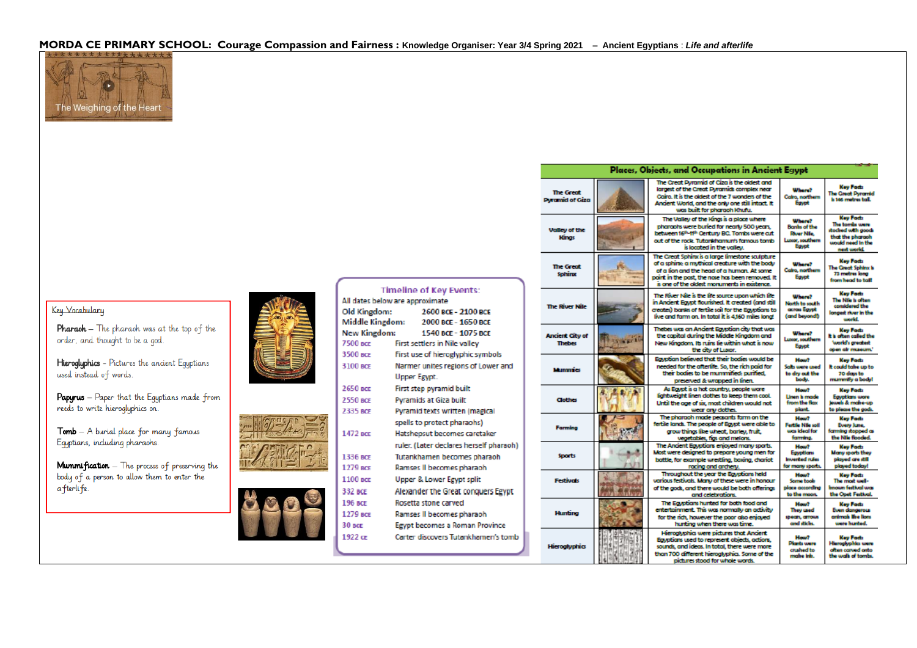# MORDA CE PRIMARY SCHOOL: Courage Compassion and Fairness : Knowledge Organiser: Year 3/4 Spring 2021 – Ancient Egyptians : *Life and afterlife*

The Weighing of the Heart

## Key Vocabulary

**Pharaoh** – The pharaoh was at the top of the order, and thought to be a god.

**Hieroglyphics** - Pictures the ancient Egyptians used instead of words.

**Papyrus** – Paper that the Egyptians made from reeds to write hieroglyphics on.

**Tomb** – A burial place for many famous Egyptians, including pharaohs.

**Mummification** – The process of preserving the body of a person to allow them to enter the afterlife.

## Timeline of Key Events:

All dates below are approximate

| | |
|---|---|
| Old Kingdom: | 2600 BCE - 2100 BCE |
| Middle Kingdom: | 2000 BCE - 1650 BCE |
| New Kingdom: | 1540 BCE - 1075 BCE |
| 7500 BCE | First settlers in Nile valley |
| 3500 BCE | First use of hieroglyphic symbols |
| 3100 BCE | Narmer unites regions of Lower and Upper Egypt. |
| 2650 BCE | First step pyramid built |
| 2550 BCE | Pyramids at Giza built |
| 2335 BCE | Pyramid texts written (magical spells to protect pharaohs) |
| 1472 BCE | Hatshepsut becomes caretaker ruler. (Later declares herself pharaoh) |
| 1336 BCE | Tutankhamen becomes pharaoh |
| 1279 BCE | Ramses II becomes pharaoh |
| 1100 BCE | Upper & Lower Egypt split |
| 332 BCE | Alexander the Great conquers Egypt |
| 196 BCE | Rosetta stone carved |
| 1279 BCE | Ramses II becomes pharaoh |
| 30 BCE | Egypt becomes a Roman Province |
| 1922 CE | Carter discovers Tutankhemen's tomb |

## Places, Objects, and Occupations in Ancient Egypt

| | | | |
|---|---|---|---|
| **The Great Pyramid of Giza** | The Great Pyramid of Giza is the oldest and largest of the Great Pyramids complex near Cairo. It is the oldest of the 7 wonders of the Ancient World, and the only one still intact. It was built for pharaoh Khufu. | **Where?** Cairo, northern Egypt | **Key Fact:** The Great Pyramid is 146 metres tall. |
| **Valley of the Kings** | The Valley of the Kings is a place where pharaohs were buried for nearly 500 years, between 16th-11th Century BC. Tombs were cut out of the rock. Tutankhamun's famous tomb is located in the valley. | **Where?** Banks of the River Nile, Luxor, southern Egypt | **Key Fact:** The tombs were stocked with goods that the pharaoh would need in the next world. |
| **The Great Sphinx** | The Great Sphinx is a large limestone sculpture of a sphinx: a mythical creature with the body of a lion and the head of a human. At some point in the past, the nose has been removed. It is one of the oldest monuments in existence. | **Where?** Cairo, northern Egypt | **Key Fact:** The Great Sphinx is 73 metres long from head to tail! |
| **The River Nile** | The River Nile is the life source upon which life in Ancient Egypt flourished. It created (and still creates) banks of fertile soil for the Egyptians to live and farm on. In total it is 4,160 miles long! | **Where?** North to south across Egypt (and beyond!) | **Key Fact:** The Nile is often considered the longest river in the world. |
| **Ancient City of Thebes** | Thebes was an Ancient Egyptian city that was the capital during the Middle Kingdom and New Kingdom. Its ruins lie within what is now the city of Luxor. | **Where?** Luxor, southern Egypt | **Key Fact:** It is often called the 'world's greatest open air museum.' |
| **Mummies** | Egyptian believed that their bodies would be needed for the afterlife. So, the rich paid for their bodies to be mummified: purified, preserved & wrapped in linen. | **How?** Salts were used to dry out the body. | **Key Fact:** It could take up to 70 days to mummify a body! |
| **Clothes** | As Egypt is a hot country, people wore lightweight linen clothes to keep them cool. Until the age of six, most children would not wear any clothes. | **How?** Linen is made from the flax plant. | **Key Fact:** Egyptians wore jewels & make-up to please the gods. |
| **Farming** | The pharaoh made peasants farm on the fertile lands. The people of Egypt were able to grow things like wheat, barley, fruit, vegetables, figs and melons. | **How?** Fertile Nile soil was ideal for farming. | **Key Fact:** Every June, farming stopped as the Nile flooded. |
| **Sports** | The Ancient Egyptians enjoyed many sports. Most were designed to prepare young men for battle, for example wrestling, boxing, chariot racing and archery. | **How?** Egyptians invented rules for many sports. | **Key Fact:** Many sports they played are still played today! |
| **Festivals** | Throughout the year the Egyptians held various festivals. Many of these were in honour of the gods, and there would be both offerings and celebrations. | **How?** Some took place according to the moon. | **Key Fact:** The most well-known festival was the Opet Festival. |
| **Hunting** | The Egyptians hunted for both food and entertainment. This was normally an activity for the rich, however the poor also enjoyed hunting when there was time. | **How?** They used spear, arrows and sticks. | **Key Fact:** Even dangerous animals like lions were hunted. |
| **Hieroglyphics** | Hieroglyphics were pictures that Ancient Egyptians used to represent objects, actions, sounds, and ideas. In total, there were more than 700 different hieroglyphics. Some of the pictures stood for whole words. | **How?** Plants were crushed to make ink. | **Key Fact:** Hieroglyphics were often carved onto the walls of tombs. |